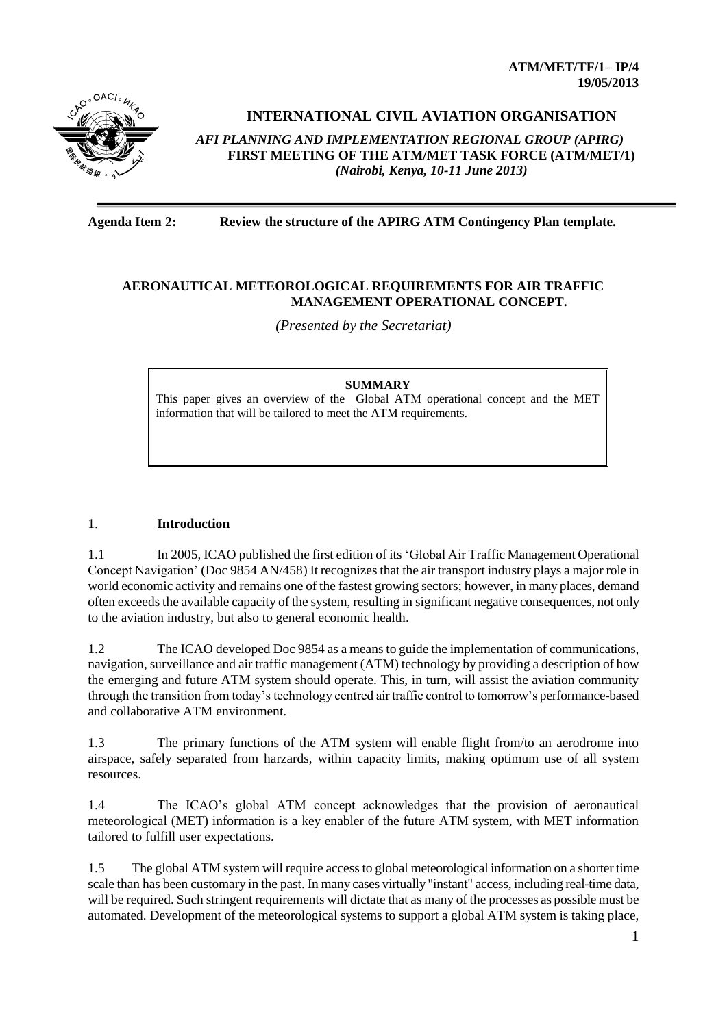**ATM/MET/TF/1– IP/4**
**19/05/2013**

# INTERNATIONAL CIVIL AVIATION ORGANISATION

***AFI PLANNING AND IMPLEMENTATION REGIONAL GROUP (APIRG)***
**FIRST MEETING OF THE ATM/MET TASK FORCE (ATM/MET/1)**
***(Nairobi, Kenya, 10-11 June 2013)***

---

**Agenda Item 2: Review the structure of the APIRG ATM Contingency Plan template.**

## AERONAUTICAL METEOROLOGICAL REQUIREMENTS FOR AIR TRAFFIC MANAGEMENT OPERATIONAL CONCEPT.

*(Presented by the Secretariat)*

> **SUMMARY**
>
> This paper gives an overview of the Global ATM operational concept and the MET information that will be tailored to meet the ATM requirements.

## 1. Introduction

1.1 In 2005, ICAO published the first edition of its 'Global Air Traffic Management Operational Concept Navigation' (Doc 9854 AN/458) It recognizes that the air transport industry plays a major role in world economic activity and remains one of the fastest growing sectors; however, in many places, demand often exceeds the available capacity of the system, resulting in significant negative consequences, not only to the aviation industry, but also to general economic health.

1.2 The ICAO developed Doc 9854 as a means to guide the implementation of communications, navigation, surveillance and air traffic management (ATM) technology by providing a description of how the emerging and future ATM system should operate. This, in turn, will assist the aviation community through the transition from today's technology centred air traffic control to tomorrow's performance-based and collaborative ATM environment.

1.3 The primary functions of the ATM system will enable flight from/to an aerodrome into airspace, safely separated from harzards, within capacity limits, making optimum use of all system resources.

1.4 The ICAO's global ATM concept acknowledges that the provision of aeronautical meteorological (MET) information is a key enabler of the future ATM system, with MET information tailored to fulfill user expectations.

1.5 The global ATM system will require access to global meteorological information on a shorter time scale than has been customary in the past. In many cases virtually "instant" access, including real-time data, will be required. Such stringent requirements will dictate that as many of the processes as possible must be automated. Development of the meteorological systems to support a global ATM system is taking place,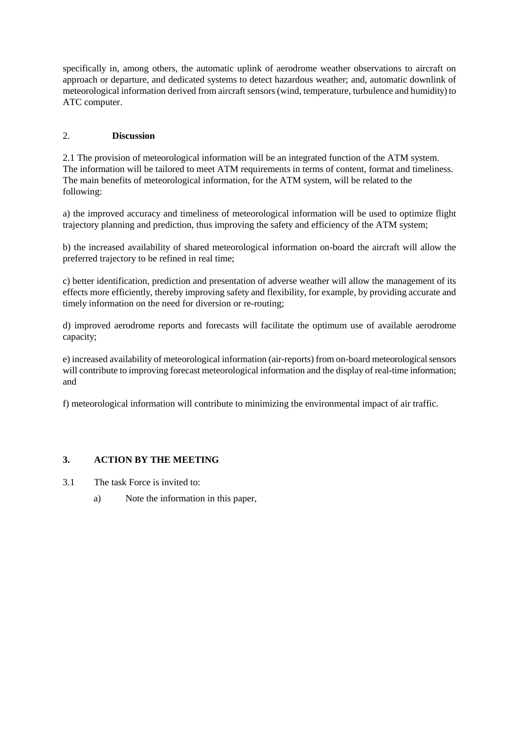specifically in, among others, the automatic uplink of aerodrome weather observations to aircraft on approach or departure, and dedicated systems to detect hazardous weather; and, automatic downlink of meteorological information derived from aircraft sensors (wind, temperature, turbulence and humidity) to ATC computer.

## 2. **Discussion**

2.1 The provision of meteorological information will be an integrated function of the ATM system. The information will be tailored to meet ATM requirements in terms of content, format and timeliness. The main benefits of meteorological information, for the ATM system, will be related to the following:

a) the improved accuracy and timeliness of meteorological information will be used to optimize flight trajectory planning and prediction, thus improving the safety and efficiency of the ATM system;

b) the increased availability of shared meteorological information on-board the aircraft will allow the preferred trajectory to be refined in real time;

c) better identification, prediction and presentation of adverse weather will allow the management of its effects more efficiently, thereby improving safety and flexibility, for example, by providing accurate and timely information on the need for diversion or re-routing;

d) improved aerodrome reports and forecasts will facilitate the optimum use of available aerodrome capacity;

e) increased availability of meteorological information (air-reports) from on-board meteorological sensors will contribute to improving forecast meteorological information and the display of real-time information; and

f) meteorological information will contribute to minimizing the environmental impact of air traffic.

## 3. ACTION BY THE MEETING

3.1 The task Force is invited to:

a) Note the information in this paper,